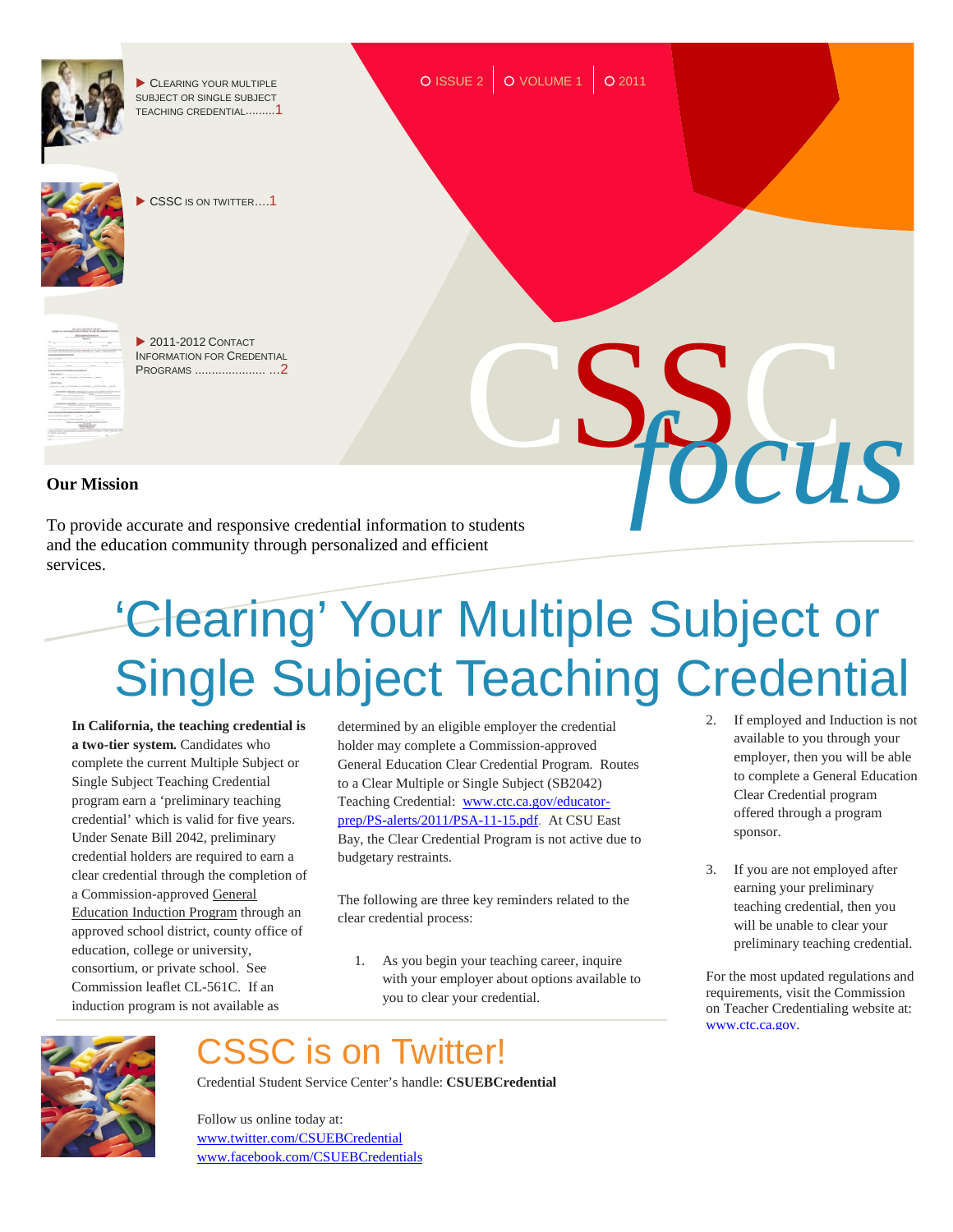▶ Clearing your multiple subject or single subject teaching credential.........1

▶ CSSC is on twitter....1

▶ 2011-2012 Contact Information for Credential Programs ..................... ...2

ISSUE 2 | VOLUME 1 | 2011

# CSSC *focus*

**Our Mission**

To provide accurate and responsive credential information to students and the education community through personalized and efficient services.

# 'Clearing' Your Multiple Subject or Single Subject Teaching Credential

**In California, the teaching credential is a two-tier system.** Candidates who complete the current Multiple Subject or Single Subject Teaching Credential program earn a 'preliminary teaching credential' which is valid for five years. Under Senate Bill 2042, preliminary credential holders are required to earn a clear credential through the completion of a Commission-approved General Education Induction Program through an approved school district, county office of education, college or university, consortium, or private school. See Commission leaflet CL-561C. If an induction program is not available as determined by an eligible employer the credential holder may complete a Commission-approved General Education Clear Credential Program. Routes to a Clear Multiple or Single Subject (SB2042) Teaching Credential: www.ctc.ca.gov/educator-prep/PS-alerts/2011/PSA-11-15.pdf. At CSU East Bay, the Clear Credential Program is not active due to budgetary restraints.

The following are three key reminders related to the clear credential process:

1. As you begin your teaching career, inquire with your employer about options available to you to clear your credential.
2. If employed and Induction is not available to you through your employer, then you will be able to complete a General Education Clear Credential program offered through a program sponsor.
3. If you are not employed after earning your preliminary teaching credential, then you will be unable to clear your preliminary teaching credential.

For the most updated regulations and requirements, visit the Commission on Teacher Credentialing website at: www.ctc.ca.gov.

## CSSC is on Twitter!

Credential Student Service Center's handle: **CSUEBCredential**

Follow us online today at:
www.twitter.com/CSUEBCredential
www.facebook.com/CSUEBCredentials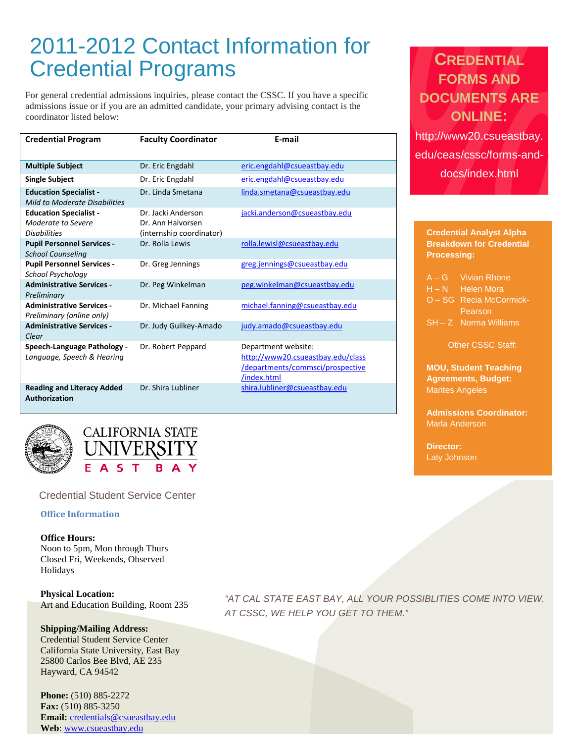# 2011-2012 Contact Information for Credential Programs

For general credential admissions inquiries, please contact the CSSC. If you have a specific admissions issue or if you are an admitted candidate, your primary advising contact is the coordinator listed below:

| Credential Program | Faculty Coordinator | E-mail |
|---|---|---|
| **Multiple Subject** | Dr. Eric Engdahl | eric.engdahl@csueastbay.edu |
| **Single Subject** | Dr. Eric Engdahl | eric.engdahl@csueastbay.edu |
| **Education Specialist -** *Mild to Moderate Disabilities* | Dr. Linda Smetana | linda.smetana@csueastbay.edu |
| **Education Specialist -** *Moderate to Severe Disabilities* | Dr. Jacki Anderson<br>Dr. Ann Halvorsen (internship coordinator) | jacki.anderson@csueastbay.edu |
| **Pupil Personnel Services -** *School Counseling* | Dr. Rolla Lewis | rolla.lewisl@csueastbay.edu |
| **Pupil Personnel Services -** *School Psychology* | Dr. Greg Jennings | greg.jennings@csueastbay.edu |
| **Administrative Services -** *Preliminary* | Dr. Peg Winkelman | peg.winkelman@csueastbay.edu |
| **Administrative Services -** *Preliminary (online only)* | Dr. Michael Fanning | michael.fanning@csueastbay.edu |
| **Administrative Services -** *Clear* | Dr. Judy Guilkey-Amado | judy.amado@csueastbay.edu |
| **Speech-Language Pathology -** *Language, Speech & Hearing* | Dr. Robert Peppard | Department website: http://www20.csueastbay.edu/class/departments/commsci/prospective/index.html |
| **Reading and Literacy Added Authorization** | Dr. Shira Lubliner | shira.lubliner@csueastbay.edu |

**CREDENTIAL FORMS AND DOCUMENTS ARE ONLINE:**
http://www20.csueastbay.edu/ceas/cssc/forms-and-docs/index.html

**Credential Analyst Alpha Breakdown for Credential Processing:**

A – G Vivian Rhone
H – N Helen Mora
O – SG Recia McCormick-Pearson
SH – Z Norma Williams

Other CSSC Staff:

**MOU, Student Teaching Agreements, Budget:**
Marites Angeles

**Admissions Coordinator:**
Marla Anderson

**Director:**
Laty Johnson

CALIFORNIA STATE UNIVERSITY EAST BAY

Credential Student Service Center

## Office Information

**Office Hours:**
Noon to 5pm, Mon through Thurs
Closed Fri, Weekends, Observed Holidays

**Physical Location:**
Art and Education Building, Room 235

**Shipping/Mailing Address:**
Credential Student Service Center
California State University, East Bay
25800 Carlos Bee Blvd, AE 235
Hayward, CA 94542

**Phone:** (510) 885-2272
**Fax:** (510) 885-3250
**Email:** credentials@csueastbay.edu
**Web**: www.csueastbay.edu

*"AT CAL STATE EAST BAY, ALL YOUR POSSIBLITIES COME INTO VIEW. AT CSSC, WE HELP YOU GET TO THEM."*